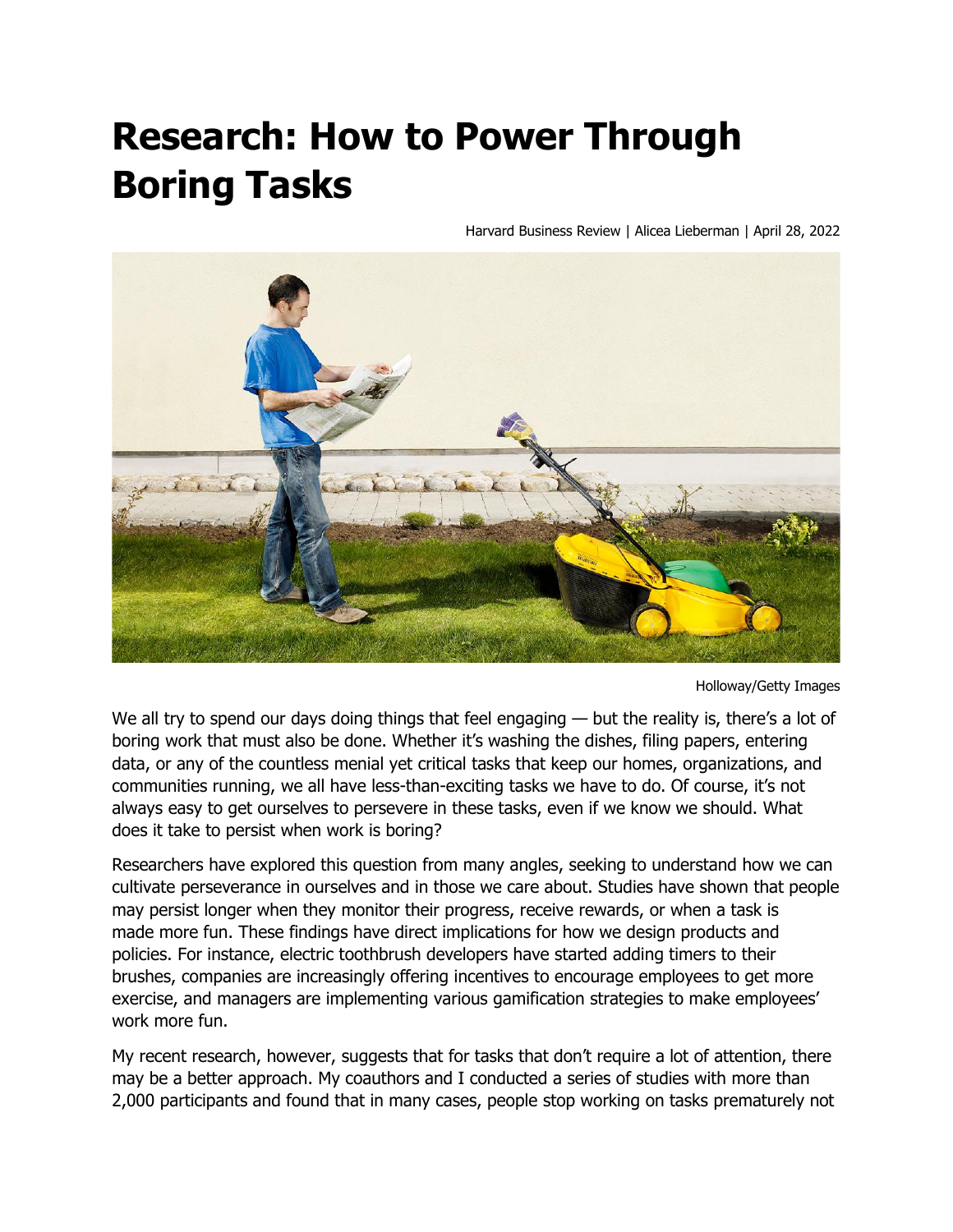# Research: How to Power Through Boring Tasks

Harvard Business Review | Alicea Lieberman | April 28, 2022

Holloway/Getty Images

We all try to spend our days doing things that feel engaging — but the reality is, there's a lot of boring work that must also be done. Whether it's washing the dishes, filing papers, entering data, or any of the countless menial yet critical tasks that keep our homes, organizations, and communities running, we all have less-than-exciting tasks we have to do. Of course, it's not always easy to get ourselves to persevere in these tasks, even if we know we should. What does it take to persist when work is boring?

Researchers have explored this question from many angles, seeking to understand how we can cultivate perseverance in ourselves and in those we care about. Studies have shown that people may persist longer when they monitor their progress, receive rewards, or when a task is made more fun. These findings have direct implications for how we design products and policies. For instance, electric toothbrush developers have started adding timers to their brushes, companies are increasingly offering incentives to encourage employees to get more exercise, and managers are implementing various gamification strategies to make employees' work more fun.

My recent research, however, suggests that for tasks that don't require a lot of attention, there may be a better approach. My coauthors and I conducted a series of studies with more than 2,000 participants and found that in many cases, people stop working on tasks prematurely not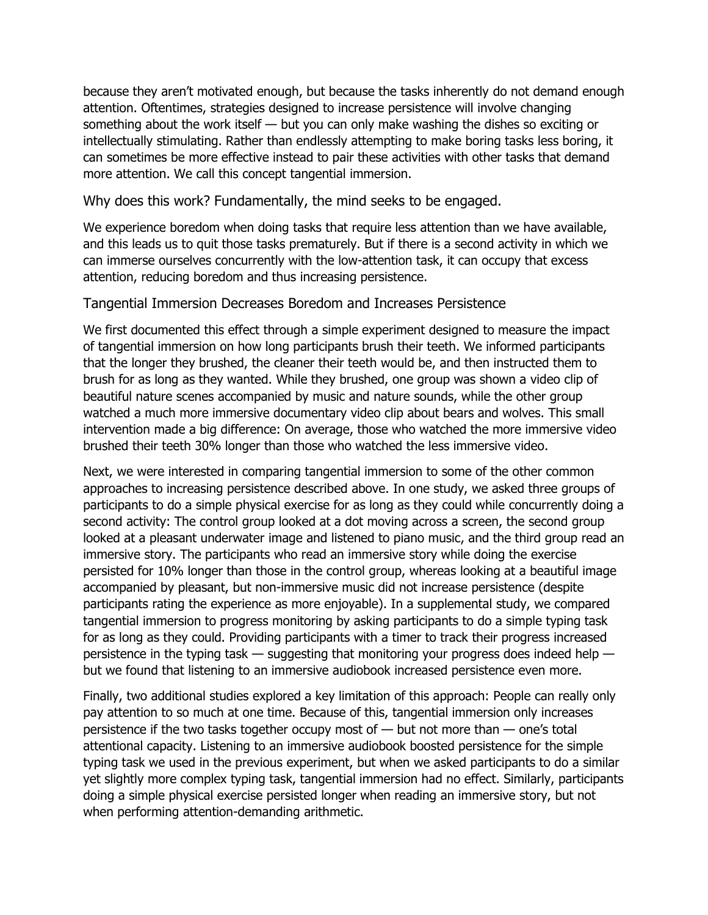because they aren't motivated enough, but because the tasks inherently do not demand enough attention. Oftentimes, strategies designed to increase persistence will involve changing something about the work itself — but you can only make washing the dishes so exciting or intellectually stimulating. Rather than endlessly attempting to make boring tasks less boring, it can sometimes be more effective instead to pair these activities with other tasks that demand more attention. We call this concept tangential immersion.

## Why does this work? Fundamentally, the mind seeks to be engaged.

We experience boredom when doing tasks that require less attention than we have available, and this leads us to quit those tasks prematurely. But if there is a second activity in which we can immerse ourselves concurrently with the low-attention task, it can occupy that excess attention, reducing boredom and thus increasing persistence.

## Tangential Immersion Decreases Boredom and Increases Persistence

We first documented this effect through a simple experiment designed to measure the impact of tangential immersion on how long participants brush their teeth. We informed participants that the longer they brushed, the cleaner their teeth would be, and then instructed them to brush for as long as they wanted. While they brushed, one group was shown a video clip of beautiful nature scenes accompanied by music and nature sounds, while the other group watched a much more immersive documentary video clip about bears and wolves. This small intervention made a big difference: On average, those who watched the more immersive video brushed their teeth 30% longer than those who watched the less immersive video.

Next, we were interested in comparing tangential immersion to some of the other common approaches to increasing persistence described above. In one study, we asked three groups of participants to do a simple physical exercise for as long as they could while concurrently doing a second activity: The control group looked at a dot moving across a screen, the second group looked at a pleasant underwater image and listened to piano music, and the third group read an immersive story. The participants who read an immersive story while doing the exercise persisted for 10% longer than those in the control group, whereas looking at a beautiful image accompanied by pleasant, but non-immersive music did not increase persistence (despite participants rating the experience as more enjoyable). In a supplemental study, we compared tangential immersion to progress monitoring by asking participants to do a simple typing task for as long as they could. Providing participants with a timer to track their progress increased persistence in the typing task — suggesting that monitoring your progress does indeed help — but we found that listening to an immersive audiobook increased persistence even more.

Finally, two additional studies explored a key limitation of this approach: People can really only pay attention to so much at one time. Because of this, tangential immersion only increases persistence if the two tasks together occupy most of — but not more than — one's total attentional capacity. Listening to an immersive audiobook boosted persistence for the simple typing task we used in the previous experiment, but when we asked participants to do a similar yet slightly more complex typing task, tangential immersion had no effect. Similarly, participants doing a simple physical exercise persisted longer when reading an immersive story, but not when performing attention-demanding arithmetic.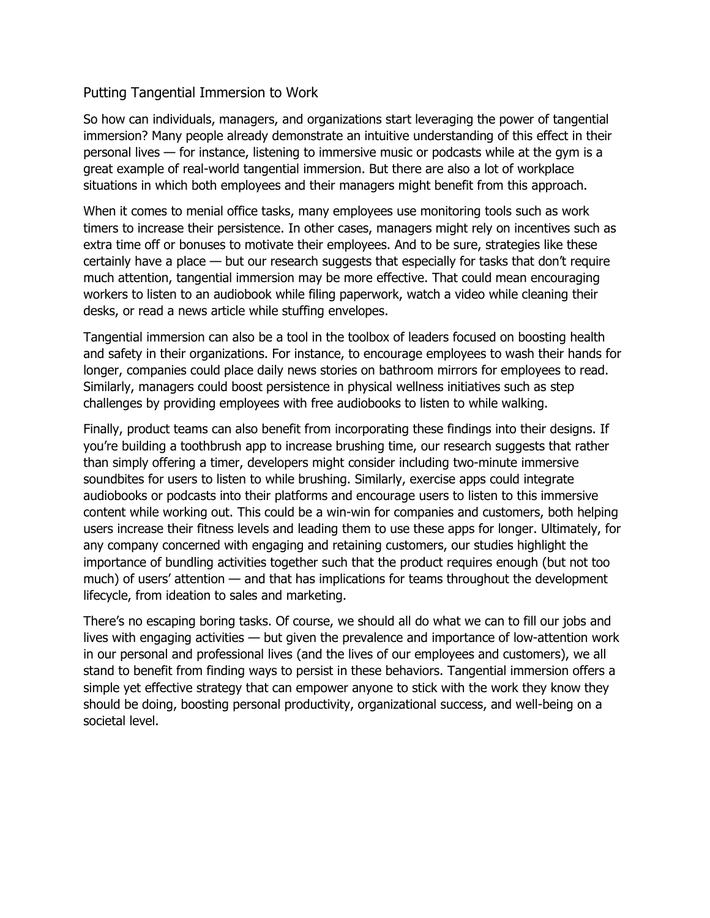## Putting Tangential Immersion to Work

So how can individuals, managers, and organizations start leveraging the power of tangential immersion? Many people already demonstrate an intuitive understanding of this effect in their personal lives — for instance, listening to immersive music or podcasts while at the gym is a great example of real-world tangential immersion. But there are also a lot of workplace situations in which both employees and their managers might benefit from this approach.

When it comes to menial office tasks, many employees use monitoring tools such as work timers to increase their persistence. In other cases, managers might rely on incentives such as extra time off or bonuses to motivate their employees. And to be sure, strategies like these certainly have a place — but our research suggests that especially for tasks that don't require much attention, tangential immersion may be more effective. That could mean encouraging workers to listen to an audiobook while filing paperwork, watch a video while cleaning their desks, or read a news article while stuffing envelopes.

Tangential immersion can also be a tool in the toolbox of leaders focused on boosting health and safety in their organizations. For instance, to encourage employees to wash their hands for longer, companies could place daily news stories on bathroom mirrors for employees to read. Similarly, managers could boost persistence in physical wellness initiatives such as step challenges by providing employees with free audiobooks to listen to while walking.

Finally, product teams can also benefit from incorporating these findings into their designs. If you're building a toothbrush app to increase brushing time, our research suggests that rather than simply offering a timer, developers might consider including two-minute immersive soundbites for users to listen to while brushing. Similarly, exercise apps could integrate audiobooks or podcasts into their platforms and encourage users to listen to this immersive content while working out. This could be a win-win for companies and customers, both helping users increase their fitness levels and leading them to use these apps for longer. Ultimately, for any company concerned with engaging and retaining customers, our studies highlight the importance of bundling activities together such that the product requires enough (but not too much) of users' attention — and that has implications for teams throughout the development lifecycle, from ideation to sales and marketing.

There's no escaping boring tasks. Of course, we should all do what we can to fill our jobs and lives with engaging activities — but given the prevalence and importance of low-attention work in our personal and professional lives (and the lives of our employees and customers), we all stand to benefit from finding ways to persist in these behaviors. Tangential immersion offers a simple yet effective strategy that can empower anyone to stick with the work they know they should be doing, boosting personal productivity, organizational success, and well-being on a societal level.